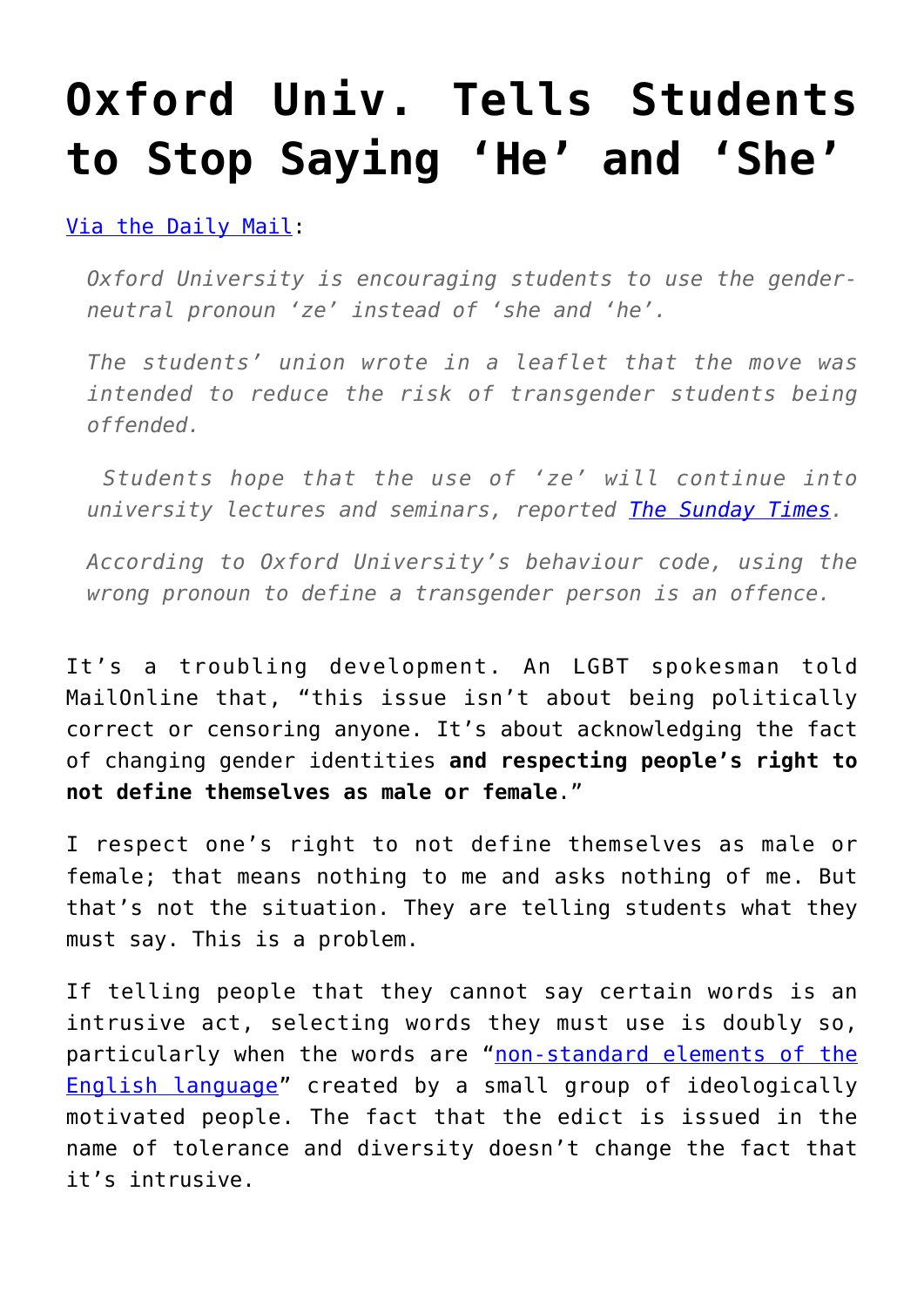# Oxford Univ. Tells Students to Stop Saying 'He' and 'She'

[Via the Daily Mail](#):

> *Oxford University is encouraging students to use the gender-neutral pronoun 'ze' instead of 'she and 'he'.*
>
> *The students' union wrote in a leaflet that the move was intended to reduce the risk of transgender students being offended.*
>
> *Students hope that the use of 'ze' will continue into university lectures and seminars, reported [The Sunday Times](#).*
>
> *According to Oxford University's behaviour code, using the wrong pronoun to define a transgender person is an offence.*

It's a troubling development. An LGBT spokesman told MailOnline that, "this issue isn't about being politically correct or censoring anyone. It's about acknowledging the fact of changing gender identities **and respecting people's right to not define themselves as male or female**."

I respect one's right to not define themselves as male or female; that means nothing to me and asks nothing of me. But that's not the situation. They are telling students what they must say. This is a problem.

If telling people that they cannot say certain words is an intrusive act, selecting words they must use is doubly so, particularly when the words are "[non-standard elements of the English language](#)" created by a small group of ideologically motivated people. The fact that the edict is issued in the name of tolerance and diversity doesn't change the fact that it's intrusive.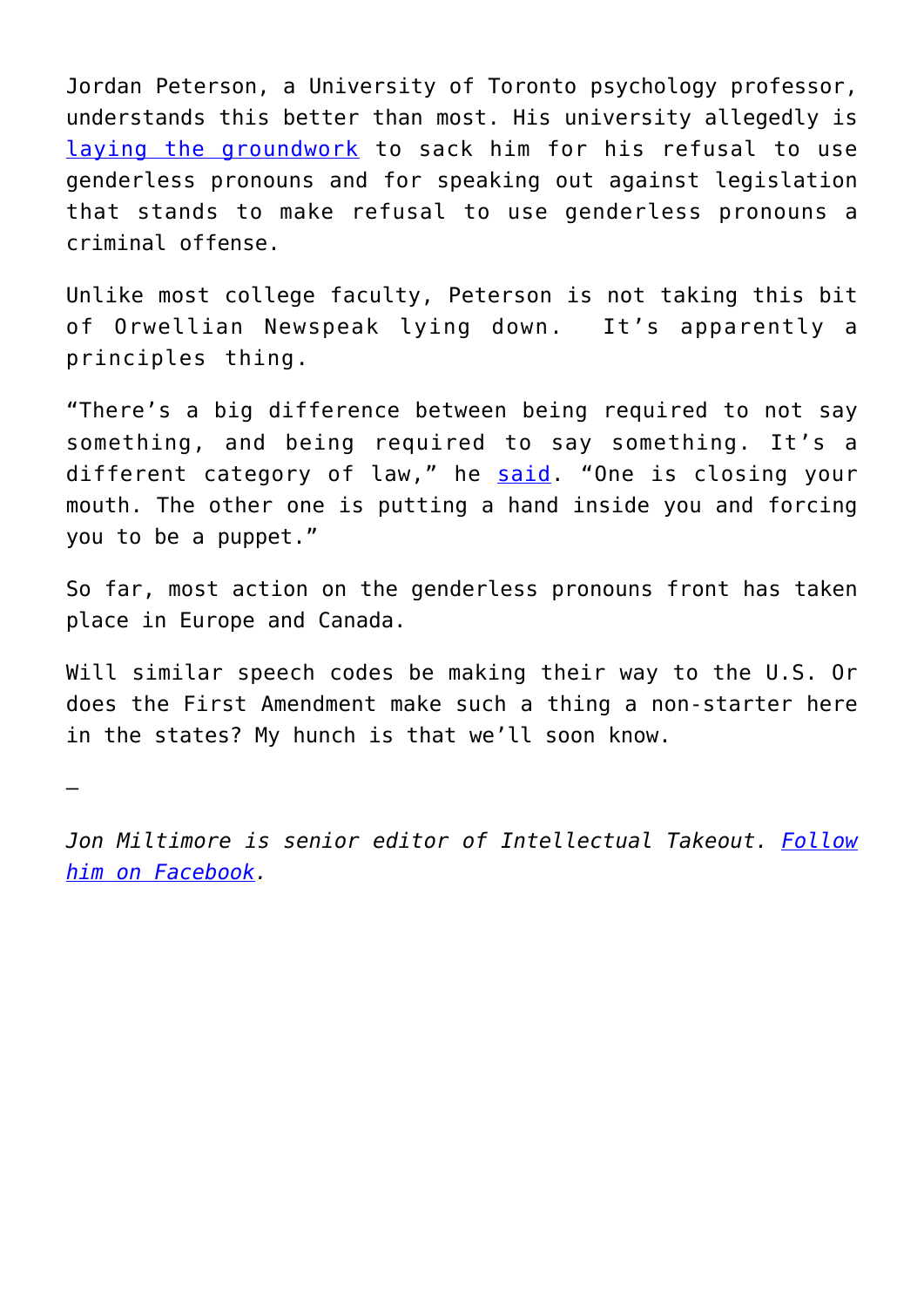Jordan Peterson, a University of Toronto psychology professor, understands this better than most. His university allegedly is laying the groundwork to sack him for his refusal to use genderless pronouns and for speaking out against legislation that stands to make refusal to use genderless pronouns a criminal offense.

Unlike most college faculty, Peterson is not taking this bit of Orwellian Newspeak lying down. It's apparently a principles thing.

"There's a big difference between being required to not say something, and being required to say something. It's a different category of law," he said. "One is closing your mouth. The other one is putting a hand inside you and forcing you to be a puppet."

So far, most action on the genderless pronouns front has taken place in Europe and Canada.

Will similar speech codes be making their way to the U.S. Or does the First Amendment make such a thing a non-starter here in the states? My hunch is that we'll soon know.

—

*Jon Miltimore is senior editor of Intellectual Takeout. Follow him on Facebook.*